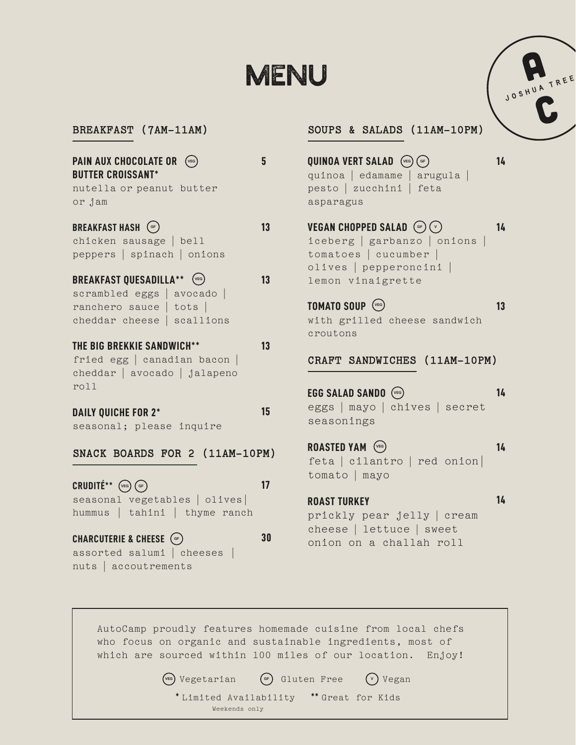# MENU

AC JOSHUA TREE

## BREAKFAST (7AM-11AM)

**PAIN AUX CHOCOLATE OR BUTTER CROISSANT*** (VEG) — 5
nutella or peanut butter or jam

**BREAKFAST HASH** (GF) — 13
chicken sausage | bell peppers | spinach | onions

**BREAKFAST QUESADILLA**** (VEG) — 13
scrambled eggs | avocado | ranchero sauce | tots | cheddar cheese | scallions

**THE BIG BREKKIE SANDWICH**** — 13
fried egg | canadian bacon | cheddar | avocado | jalapeno roll

**DAILY QUICHE FOR 2*** — 15
seasonal; please inquire

## SNACK BOARDS FOR 2 (11AM-10PM)

**CRUDITÉ**** (VEG) (GF) — 17
seasonal vegetables | olives | hummus | tahini | thyme ranch

**CHARCUTERIE & CHEESE** (GF) — 30
assorted salumi | cheeses | nuts | accoutrements

## SOUPS & SALADS (11AM-10PM)

**QUINOA VERT SALAD** (VEG) (GF) — 14
quinoa | edamame | arugula | pesto | zucchini | feta asparagus

**VEGAN CHOPPED SALAD** (GF) (V) — 14
iceberg | garbanzo | onions | tomatoes | cucumber | olives | pepperoncini | lemon vinaigrette

**TOMATO SOUP** (VEG) — 13
with grilled cheese sandwich croutons

## CRAFT SANDWICHES (11AM-10PM)

**EGG SALAD SANDO** (VEG) — 14
eggs | mayo | chives | secret seasonings

**ROASTED YAM** (VEG) — 14
feta | cilantro | red onion | tomato | mayo

**ROAST TURKEY** — 14
prickly pear jelly | cream cheese | lettuce | sweet onion on a challah roll

---

AutoCamp proudly features homemade cuisine from local chefs who focus on organic and sustainable ingredients, most of which are sourced within 100 miles of our location. Enjoy!

(VEG) Vegetarian (GF) Gluten Free (V) Vegan

* Limited Availability — Weekends only  ** Great for Kids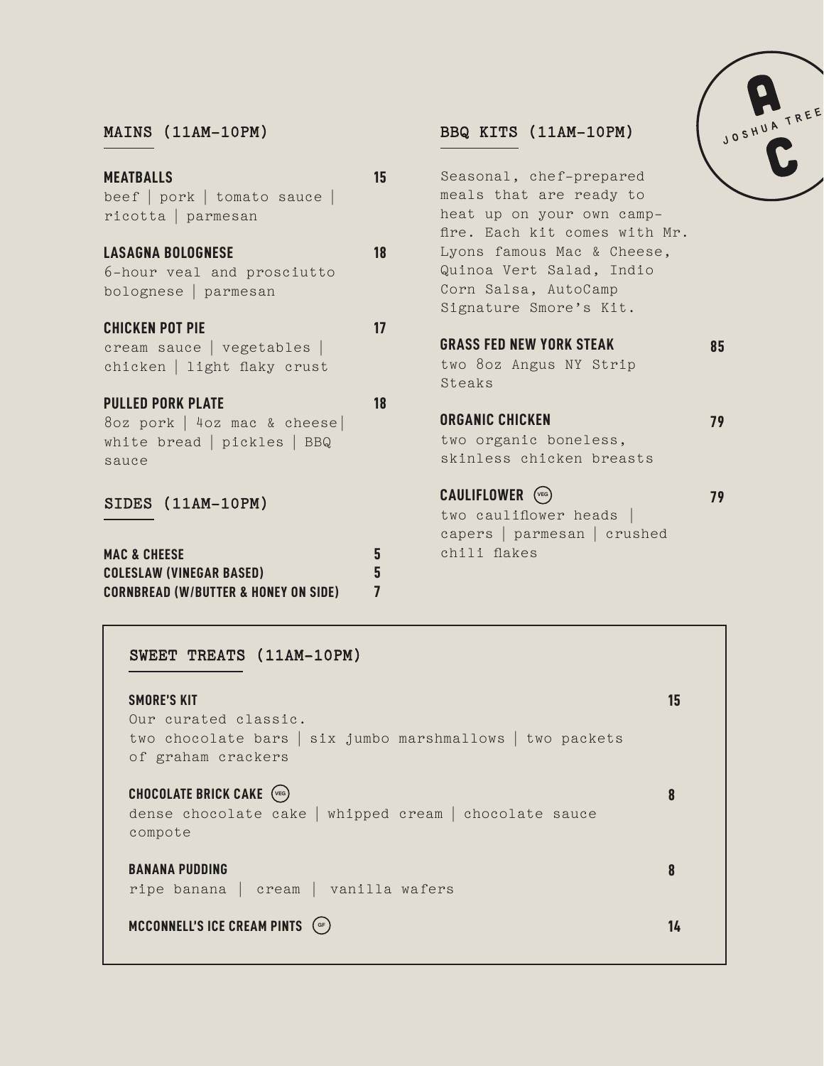## MAINS (11AM–10PM)

**MEATBALLS** 15
beef | pork | tomato sauce | ricotta | parmesan

**LASAGNA BOLOGNESE** 18
6-hour veal and prosciutto bolognese | parmesan

**CHICKEN POT PIE** 17
cream sauce | vegetables | chicken | light flaky crust

**PULLED PORK PLATE** 18
8oz pork | 4oz mac & cheese| white bread | pickles | BBQ sauce

## SIDES (11AM–10PM)

**MAC & CHEESE** 5
**COLESLAW (VINEGAR BASED)** 5
**CORNBREAD (W/BUTTER & HONEY ON SIDE)** 7

## BBQ KITS (11AM–10PM)

Seasonal, chef-prepared meals that are ready to heat up on your own campfire. Each kit comes with Mr. Lyons famous Mac & Cheese, Quinoa Vert Salad, Indio Corn Salsa, AutoCamp Signature Smore's Kit.

**GRASS FED NEW YORK STEAK** 85
two 8oz Angus NY Strip Steaks

**ORGANIC CHICKEN** 79
two organic boneless, skinless chicken breasts

**CAULIFLOWER** (VEG) 79
two cauliflower heads | capers | parmesan | crushed chili flakes

## SWEET TREATS (11AM–10PM)

**SMORE'S KIT** 15
Our curated classic.
two chocolate bars | six jumbo marshmallows | two packets of graham crackers

**CHOCOLATE BRICK CAKE** (VEG) 8
dense chocolate cake | whipped cream | chocolate sauce compote

**BANANA PUDDING** 8
ripe banana | cream | vanilla wafers

**MCCONNELL'S ICE CREAM PINTS** (GF) 14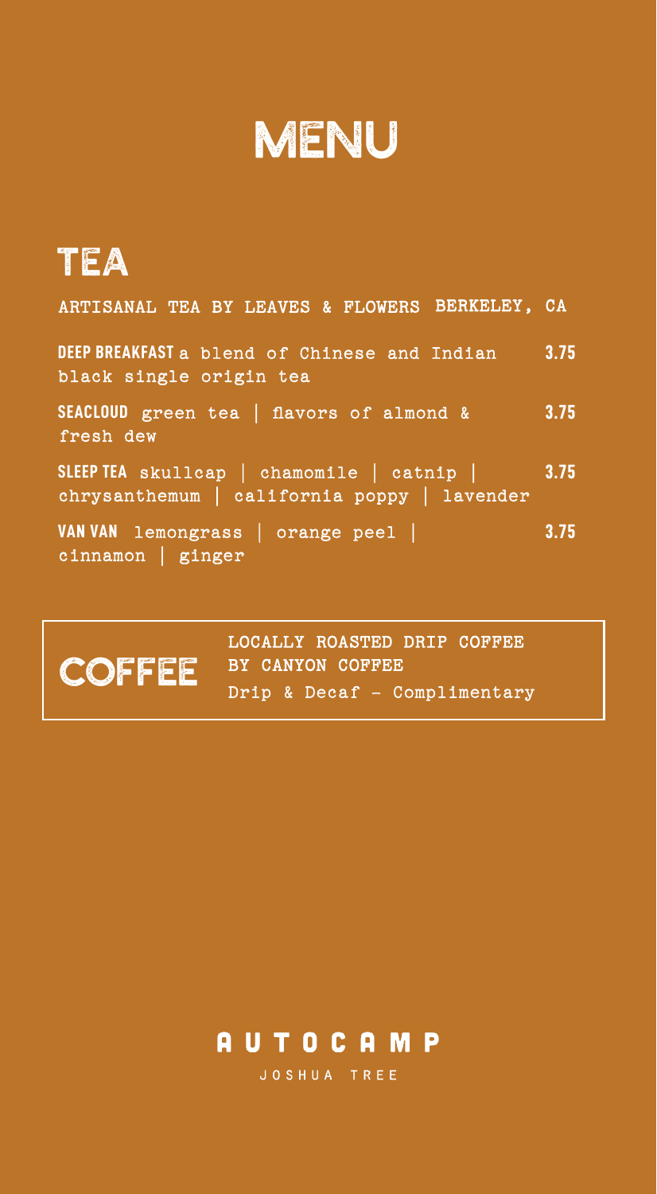# MENU

## TEA

ARTISANAL TEA BY LEAVES & FLOWERS BERKELEY, CA

**DEEP BREAKFAST** a blend of Chinese and Indian black single origin tea **3.75**

**SEACLOUD** green tea | flavors of almond & fresh dew **3.75**

**SLEEP TEA** skullcap | chamomile | catnip | chrysanthemum | california poppy | lavender **3.75**

**VAN VAN** lemongrass | orange peel | cinnamon | ginger **3.75**

## COFFEE

LOCALLY ROASTED DRIP COFFEE BY CANYON COFFEE

Drip & Decaf - Complimentary

AUTOCAMP

JOSHUA TREE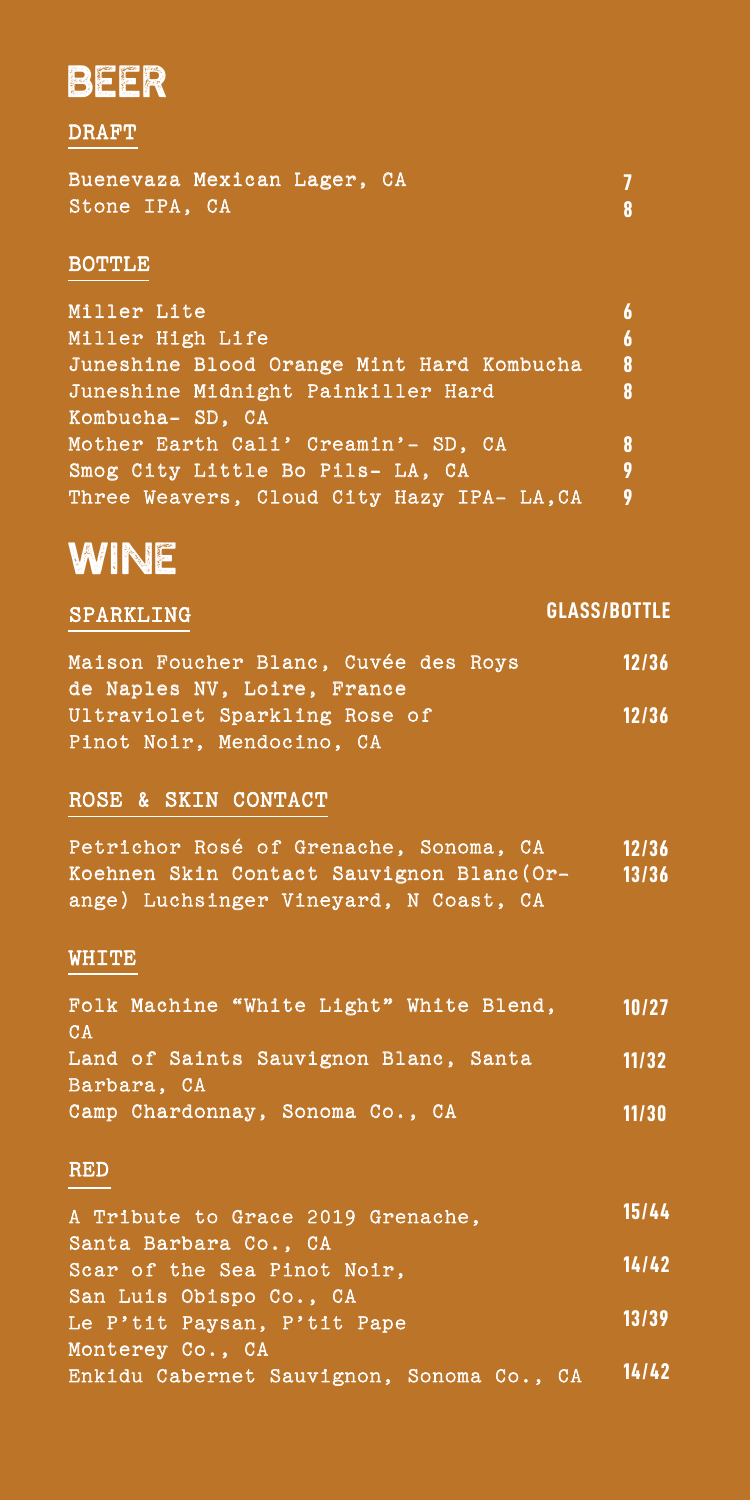# BEER

## DRAFT

| | |
|---|---|
| Buenevaza Mexican Lager, CA | 7 |
| Stone IPA, CA | 8 |

## BOTTLE

| | |
|---|---|
| Miller Lite | 6 |
| Miller High Life | 6 |
| Juneshine Blood Orange Mint Hard Kombucha | 8 |
| Juneshine Midnight Painkiller Hard Kombucha- SD, CA | 8 |
| Mother Earth Cali' Creamin'- SD, CA | 8 |
| Smog City Little Bo Pils- LA, CA | 9 |
| Three Weavers, Cloud City Hazy IPA- LA,CA | 9 |

# WINE

## SPARKLING

| | GLASS/BOTTLE |
|---|---|
| Maison Foucher Blanc, Cuvée des Roys de Naples NV, Loire, France | 12/36 |
| Ultraviolet Sparkling Rose of Pinot Noir, Mendocino, CA | 12/36 |

## ROSE & SKIN CONTACT

| | |
|---|---|
| Petrichor Rosé of Grenache, Sonoma, CA | 12/36 |
| Koehnen Skin Contact Sauvignon Blanc(Orange) Luchsinger Vineyard, N Coast, CA | 13/36 |

## WHITE

| | |
|---|---|
| Folk Machine "White Light" White Blend, CA | 10/27 |
| Land of Saints Sauvignon Blanc, Santa Barbara, CA | 11/32 |
| Camp Chardonnay, Sonoma Co., CA | 11/30 |

## RED

| | |
|---|---|
| A Tribute to Grace 2019 Grenache, Santa Barbara Co., CA | 15/44 |
| Scar of the Sea Pinot Noir, San Luis Obispo Co., CA | 14/42 |
| Le P'tit Paysan, P'tit Pape Monterey Co., CA | 13/39 |
| Enkidu Cabernet Sauvignon, Sonoma Co., CA | 14/42 |